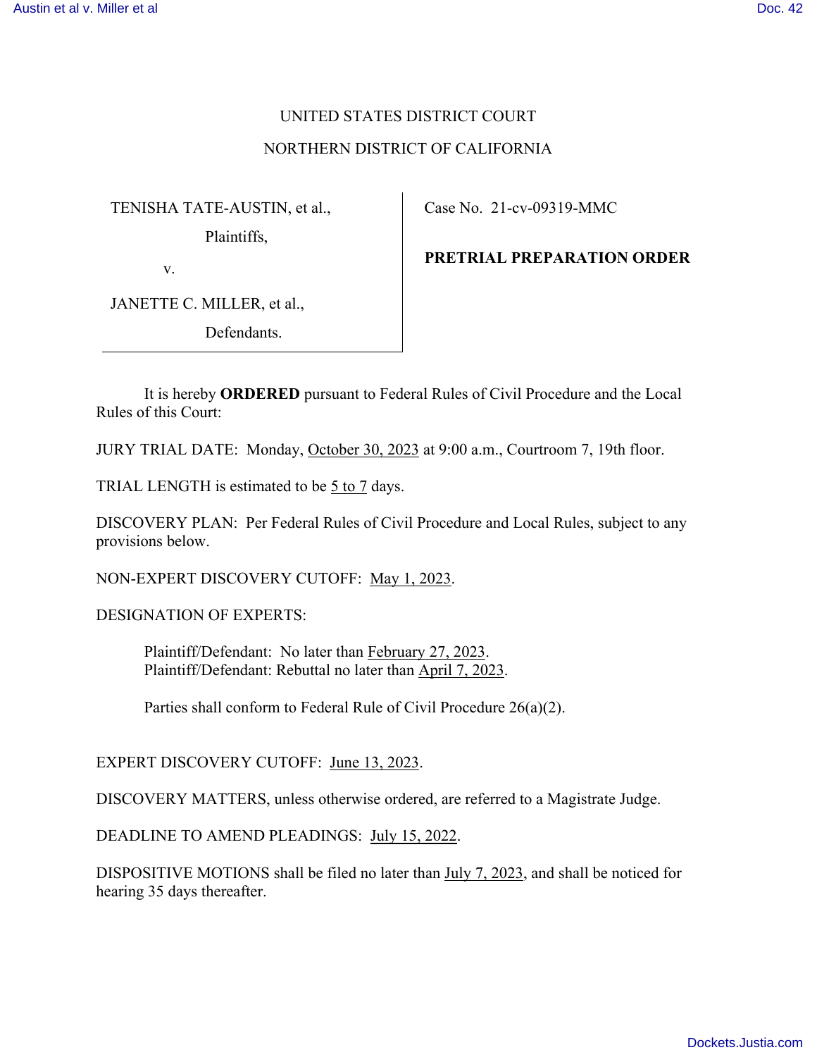UNITED STATES DISTRICT COURT

NORTHERN DISTRICT OF CALIFORNIA

| | |
|---|---|
| TENISHA TATE-AUSTIN, et al.,<br>Plaintiffs,<br>v.<br>JANETTE C. MILLER, et al.,<br>Defendants. | Case No. 21-cv-09319-MMC<br><br>**PRETRIAL PREPARATION ORDER** |

It is hereby **ORDERED** pursuant to Federal Rules of Civil Procedure and the Local Rules of this Court:

JURY TRIAL DATE: Monday, October 30, 2023 at 9:00 a.m., Courtroom 7, 19th floor.

TRIAL LENGTH is estimated to be 5 to 7 days.

DISCOVERY PLAN: Per Federal Rules of Civil Procedure and Local Rules, subject to any provisions below.

NON-EXPERT DISCOVERY CUTOFF: May 1, 2023.

DESIGNATION OF EXPERTS:

Plaintiff/Defendant: No later than February 27, 2023.
Plaintiff/Defendant: Rebuttal no later than April 7, 2023.

Parties shall conform to Federal Rule of Civil Procedure 26(a)(2).

EXPERT DISCOVERY CUTOFF: June 13, 2023.

DISCOVERY MATTERS, unless otherwise ordered, are referred to a Magistrate Judge.

DEADLINE TO AMEND PLEADINGS: July 15, 2022.

DISPOSITIVE MOTIONS shall be filed no later than July 7, 2023, and shall be noticed for hearing 35 days thereafter.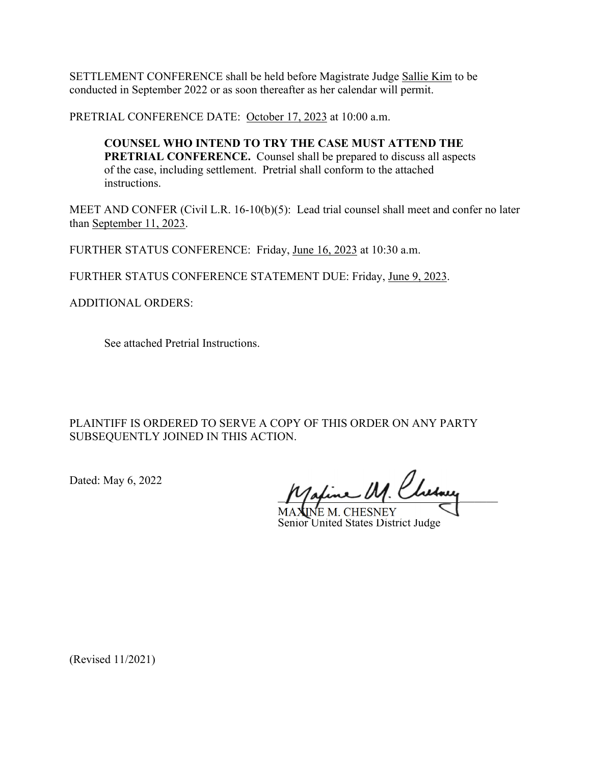SETTLEMENT CONFERENCE shall be held before Magistrate Judge Sallie Kim to be conducted in September 2022 or as soon thereafter as her calendar will permit.

PRETRIAL CONFERENCE DATE: October 17, 2023 at 10:00 a.m.

> **COUNSEL WHO INTEND TO TRY THE CASE MUST ATTEND THE PRETRIAL CONFERENCE.** Counsel shall be prepared to discuss all aspects of the case, including settlement. Pretrial shall conform to the attached instructions.

MEET AND CONFER (Civil L.R. 16-10(b)(5): Lead trial counsel shall meet and confer no later than September 11, 2023.

FURTHER STATUS CONFERENCE: Friday, June 16, 2023 at 10:30 a.m.

FURTHER STATUS CONFERENCE STATEMENT DUE: Friday, June 9, 2023.

ADDITIONAL ORDERS:

> See attached Pretrial Instructions.

PLAINTIFF IS ORDERED TO SERVE A COPY OF THIS ORDER ON ANY PARTY SUBSEQUENTLY JOINED IN THIS ACTION.

Dated: May 6, 2022

MAXINE M. CHESNEY
Senior United States District Judge

(Revised 11/2021)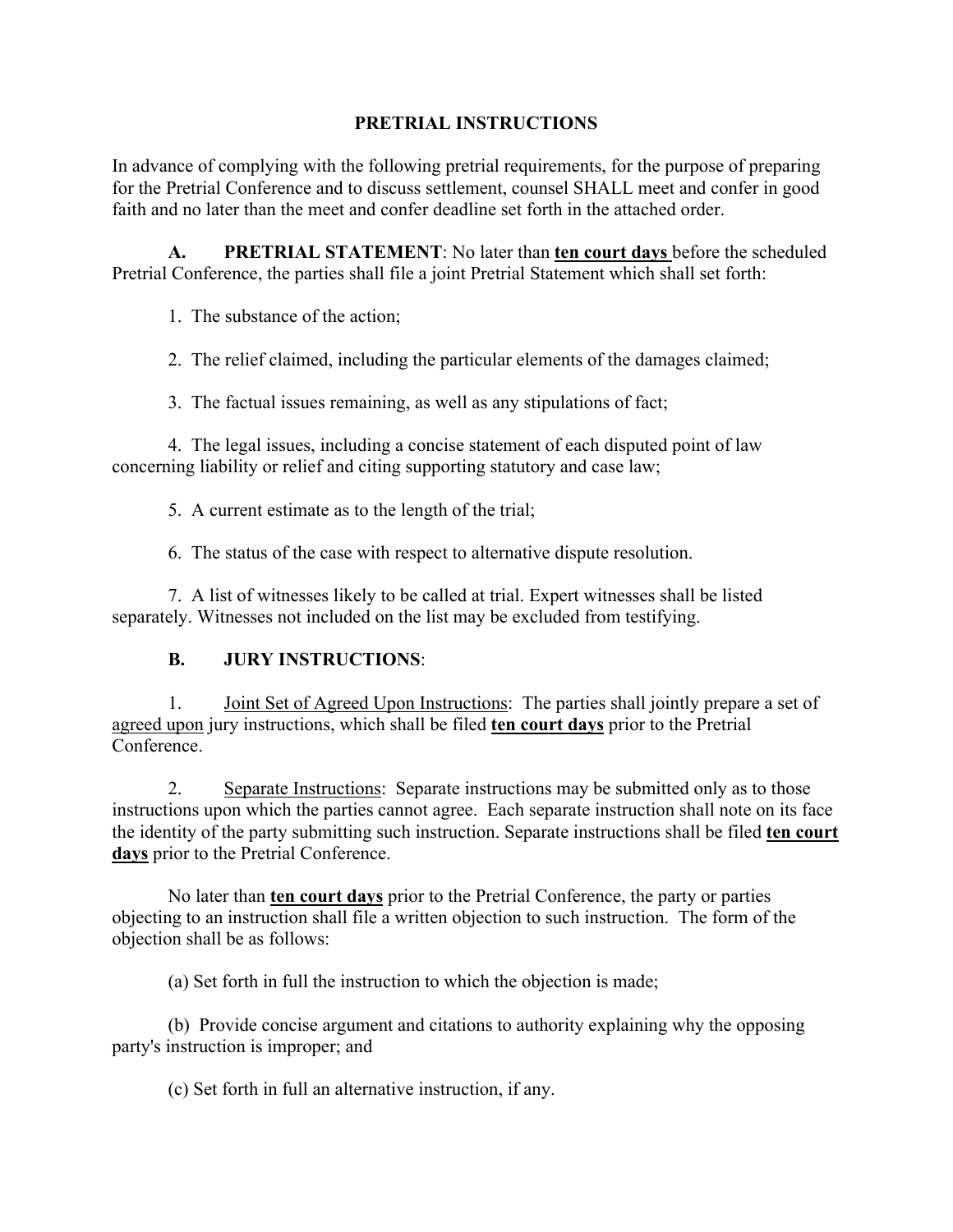# PRETRIAL INSTRUCTIONS

In advance of complying with the following pretrial requirements, for the purpose of preparing for the Pretrial Conference and to discuss settlement, counsel SHALL meet and confer in good faith and no later than the meet and confer deadline set forth in the attached order.

**A. PRETRIAL STATEMENT**: No later than **<u>ten court days</u>** before the scheduled Pretrial Conference, the parties shall file a joint Pretrial Statement which shall set forth:

1. The substance of the action;

2. The relief claimed, including the particular elements of the damages claimed;

3. The factual issues remaining, as well as any stipulations of fact;

4. The legal issues, including a concise statement of each disputed point of law concerning liability or relief and citing supporting statutory and case law;

5. A current estimate as to the length of the trial;

6. The status of the case with respect to alternative dispute resolution.

7. A list of witnesses likely to be called at trial. Expert witnesses shall be listed separately. Witnesses not included on the list may be excluded from testifying.

**B. JURY INSTRUCTIONS**:

1. <u>Joint Set of Agreed Upon Instructions</u>: The parties shall jointly prepare a set of <u>agreed upon</u> jury instructions, which shall be filed **<u>ten court days</u>** prior to the Pretrial Conference.

2. <u>Separate Instructions</u>: Separate instructions may be submitted only as to those instructions upon which the parties cannot agree. Each separate instruction shall note on its face the identity of the party submitting such instruction. Separate instructions shall be filed **<u>ten court days</u>** prior to the Pretrial Conference.

No later than **<u>ten court days</u>** prior to the Pretrial Conference, the party or parties objecting to an instruction shall file a written objection to such instruction. The form of the objection shall be as follows:

(a) Set forth in full the instruction to which the objection is made;

(b) Provide concise argument and citations to authority explaining why the opposing party's instruction is improper; and

(c) Set forth in full an alternative instruction, if any.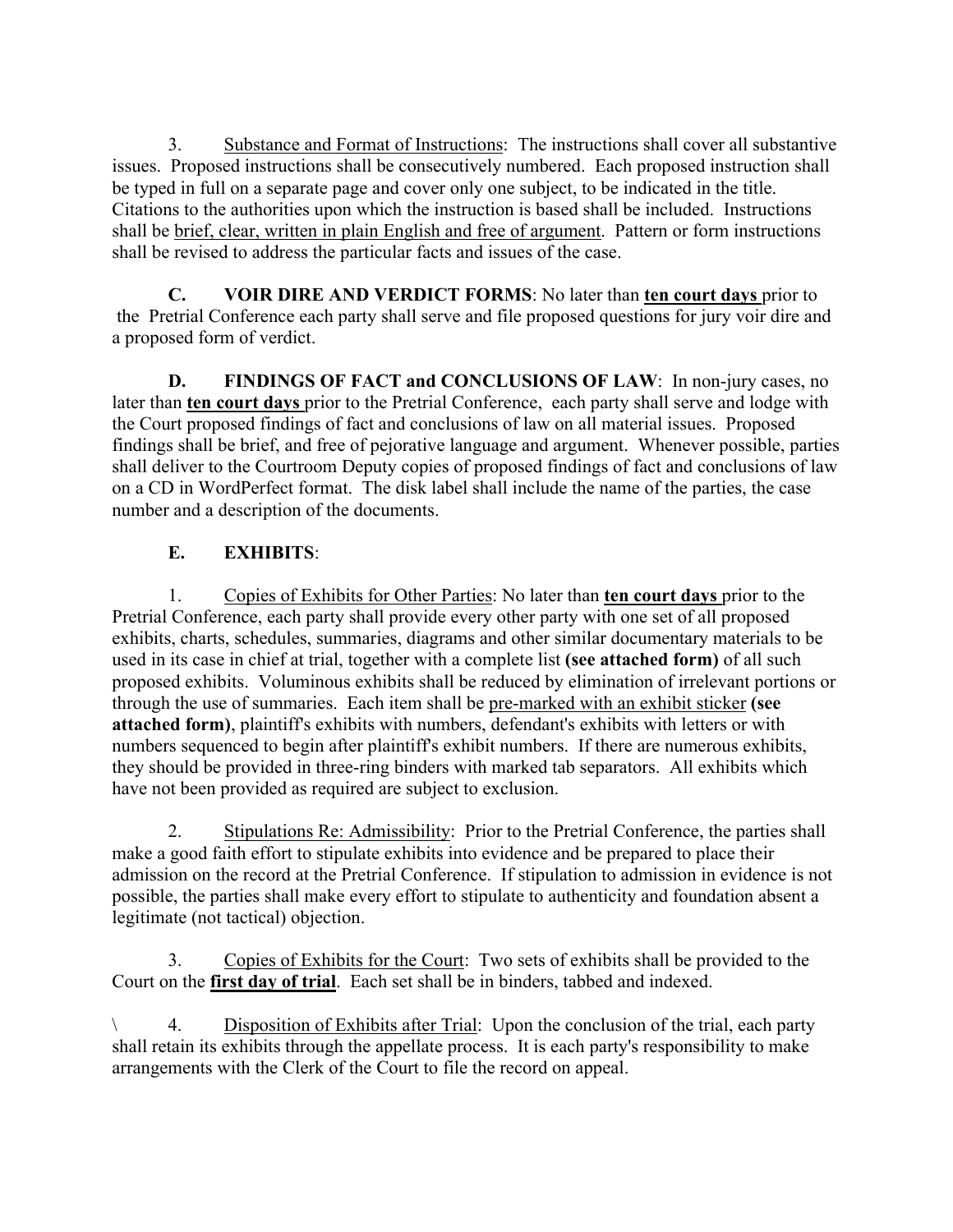3. Substance and Format of Instructions: The instructions shall cover all substantive issues. Proposed instructions shall be consecutively numbered. Each proposed instruction shall be typed in full on a separate page and cover only one subject, to be indicated in the title. Citations to the authorities upon which the instruction is based shall be included. Instructions shall be brief, clear, written in plain English and free of argument. Pattern or form instructions shall be revised to address the particular facts and issues of the case.

**C. VOIR DIRE AND VERDICT FORMS**: No later than **ten court days** prior to the Pretrial Conference each party shall serve and file proposed questions for jury voir dire and a proposed form of verdict.

**D. FINDINGS OF FACT and CONCLUSIONS OF LAW**: In non-jury cases, no later than **ten court days** prior to the Pretrial Conference, each party shall serve and lodge with the Court proposed findings of fact and conclusions of law on all material issues. Proposed findings shall be brief, and free of pejorative language and argument. Whenever possible, parties shall deliver to the Courtroom Deputy copies of proposed findings of fact and conclusions of law on a CD in WordPerfect format. The disk label shall include the name of the parties, the case number and a description of the documents.

**E. EXHIBITS**:

1. Copies of Exhibits for Other Parties: No later than **ten court days** prior to the Pretrial Conference, each party shall provide every other party with one set of all proposed exhibits, charts, schedules, summaries, diagrams and other similar documentary materials to be used in its case in chief at trial, together with a complete list **(see attached form)** of all such proposed exhibits. Voluminous exhibits shall be reduced by elimination of irrelevant portions or through the use of summaries. Each item shall be pre-marked with an exhibit sticker **(see attached form)**, plaintiff's exhibits with numbers, defendant's exhibits with letters or with numbers sequenced to begin after plaintiff's exhibit numbers. If there are numerous exhibits, they should be provided in three-ring binders with marked tab separators. All exhibits which have not been provided as required are subject to exclusion.

2. Stipulations Re: Admissibility: Prior to the Pretrial Conference, the parties shall make a good faith effort to stipulate exhibits into evidence and be prepared to place their admission on the record at the Pretrial Conference. If stipulation to admission in evidence is not possible, the parties shall make every effort to stipulate to authenticity and foundation absent a legitimate (not tactical) objection.

3. Copies of Exhibits for the Court: Two sets of exhibits shall be provided to the Court on the **first day of trial**. Each set shall be in binders, tabbed and indexed.

\ 4. Disposition of Exhibits after Trial: Upon the conclusion of the trial, each party shall retain its exhibits through the appellate process. It is each party's responsibility to make arrangements with the Clerk of the Court to file the record on appeal.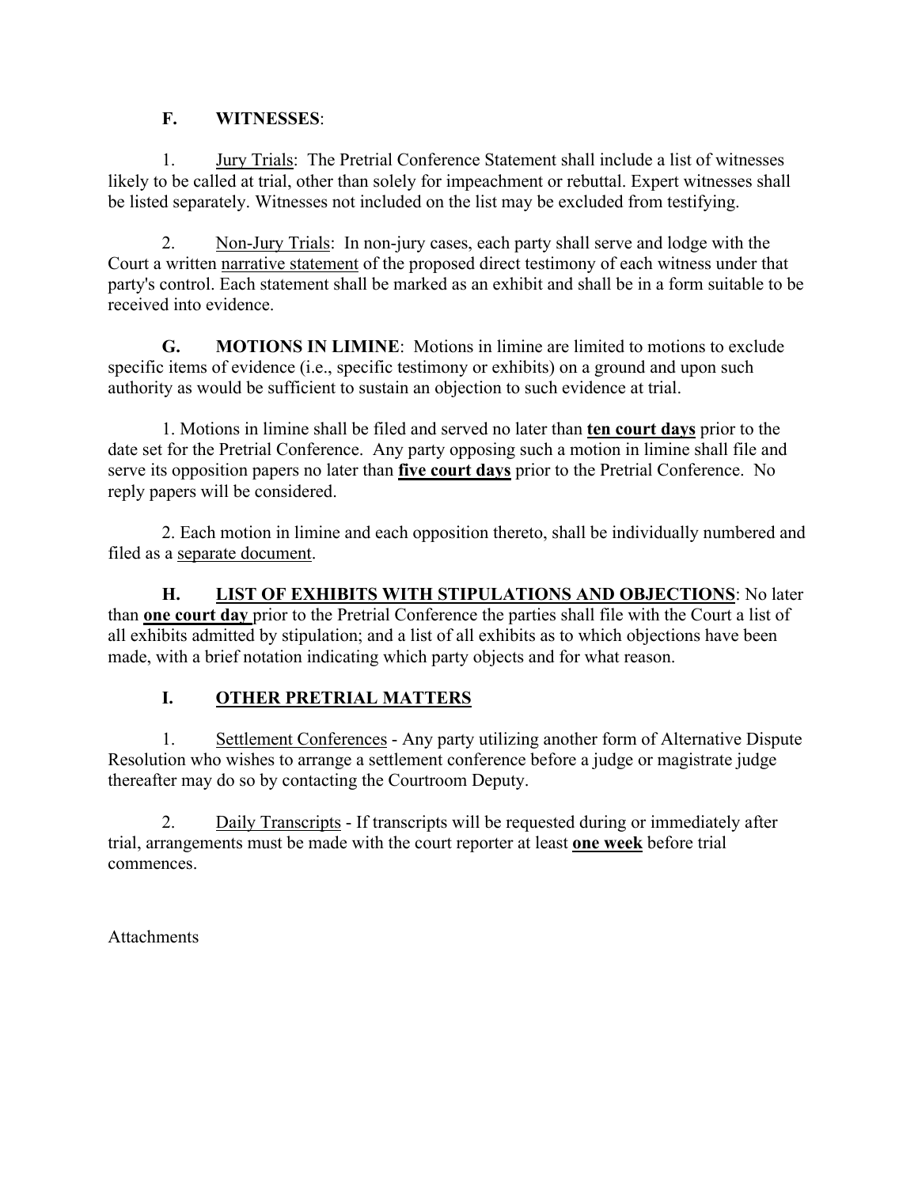**F. WITNESSES**:

1. Jury Trials: The Pretrial Conference Statement shall include a list of witnesses likely to be called at trial, other than solely for impeachment or rebuttal. Expert witnesses shall be listed separately. Witnesses not included on the list may be excluded from testifying.

2. Non-Jury Trials: In non-jury cases, each party shall serve and lodge with the Court a written narrative statement of the proposed direct testimony of each witness under that party's control. Each statement shall be marked as an exhibit and shall be in a form suitable to be received into evidence.

**G. MOTIONS IN LIMINE**: Motions in limine are limited to motions to exclude specific items of evidence (i.e., specific testimony or exhibits) on a ground and upon such authority as would be sufficient to sustain an objection to such evidence at trial.

1. Motions in limine shall be filed and served no later than **ten court days** prior to the date set for the Pretrial Conference. Any party opposing such a motion in limine shall file and serve its opposition papers no later than **five court days** prior to the Pretrial Conference. No reply papers will be considered.

2. Each motion in limine and each opposition thereto, shall be individually numbered and filed as a separate document.

**H. LIST OF EXHIBITS WITH STIPULATIONS AND OBJECTIONS**: No later than **one court day** prior to the Pretrial Conference the parties shall file with the Court a list of all exhibits admitted by stipulation; and a list of all exhibits as to which objections have been made, with a brief notation indicating which party objects and for what reason.

**I. OTHER PRETRIAL MATTERS**

1. Settlement Conferences - Any party utilizing another form of Alternative Dispute Resolution who wishes to arrange a settlement conference before a judge or magistrate judge thereafter may do so by contacting the Courtroom Deputy.

2. Daily Transcripts - If transcripts will be requested during or immediately after trial, arrangements must be made with the court reporter at least **one week** before trial commences.

Attachments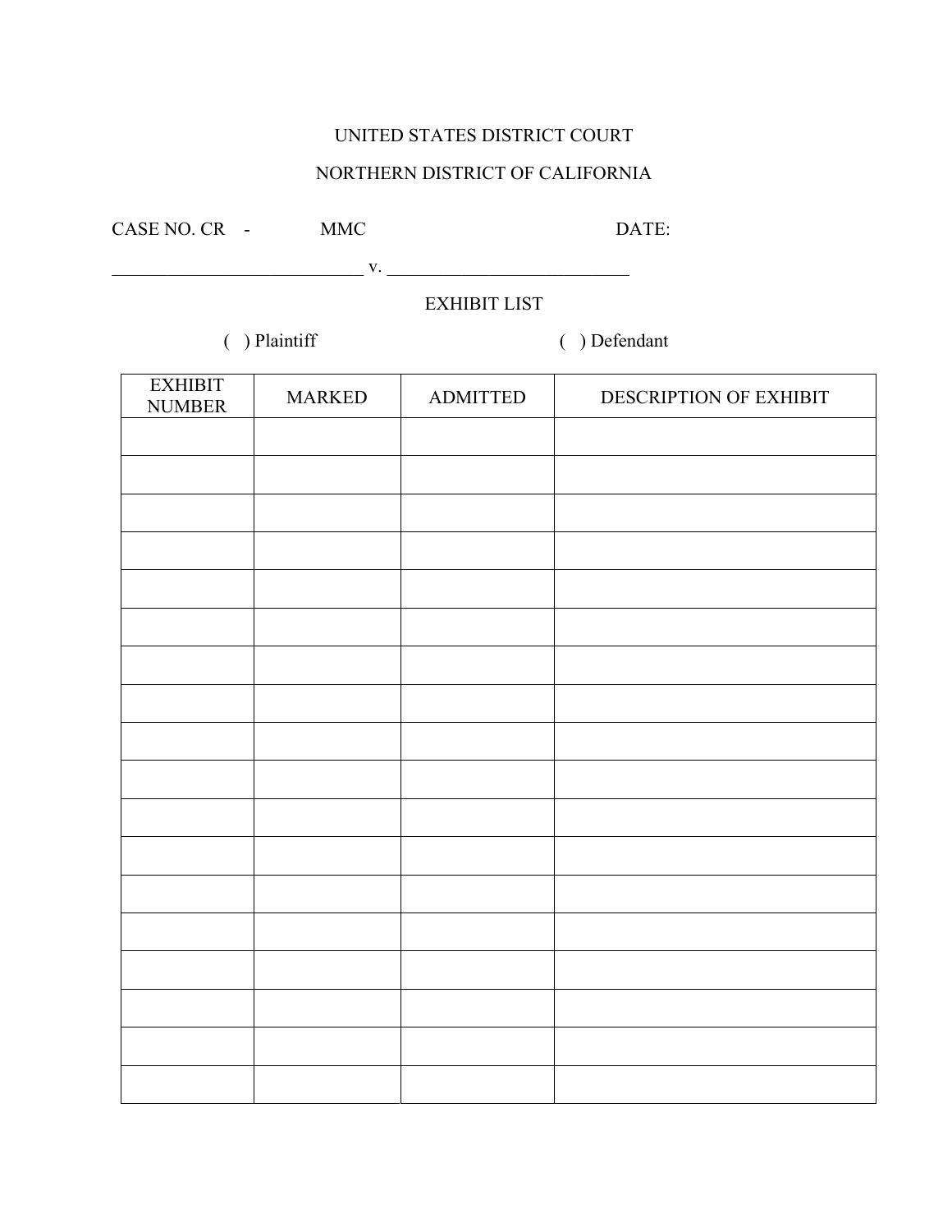UNITED STATES DISTRICT COURT

NORTHERN DISTRICT OF CALIFORNIA

CASE NO. CR - MMC DATE:

____________________________ v. ___________________________

EXHIBIT LIST

( ) Plaintiff ( ) Defendant

| EXHIBIT NUMBER | MARKED | ADMITTED | DESCRIPTION OF EXHIBIT |
|---|---|---|---|
| | | | |
| | | | |
| | | | |
| | | | |
| | | | |
| | | | |
| | | | |
| | | | |
| | | | |
| | | | |
| | | | |
| | | | |
| | | | |
| | | | |
| | | | |
| | | | |
| | | | |
| | | | |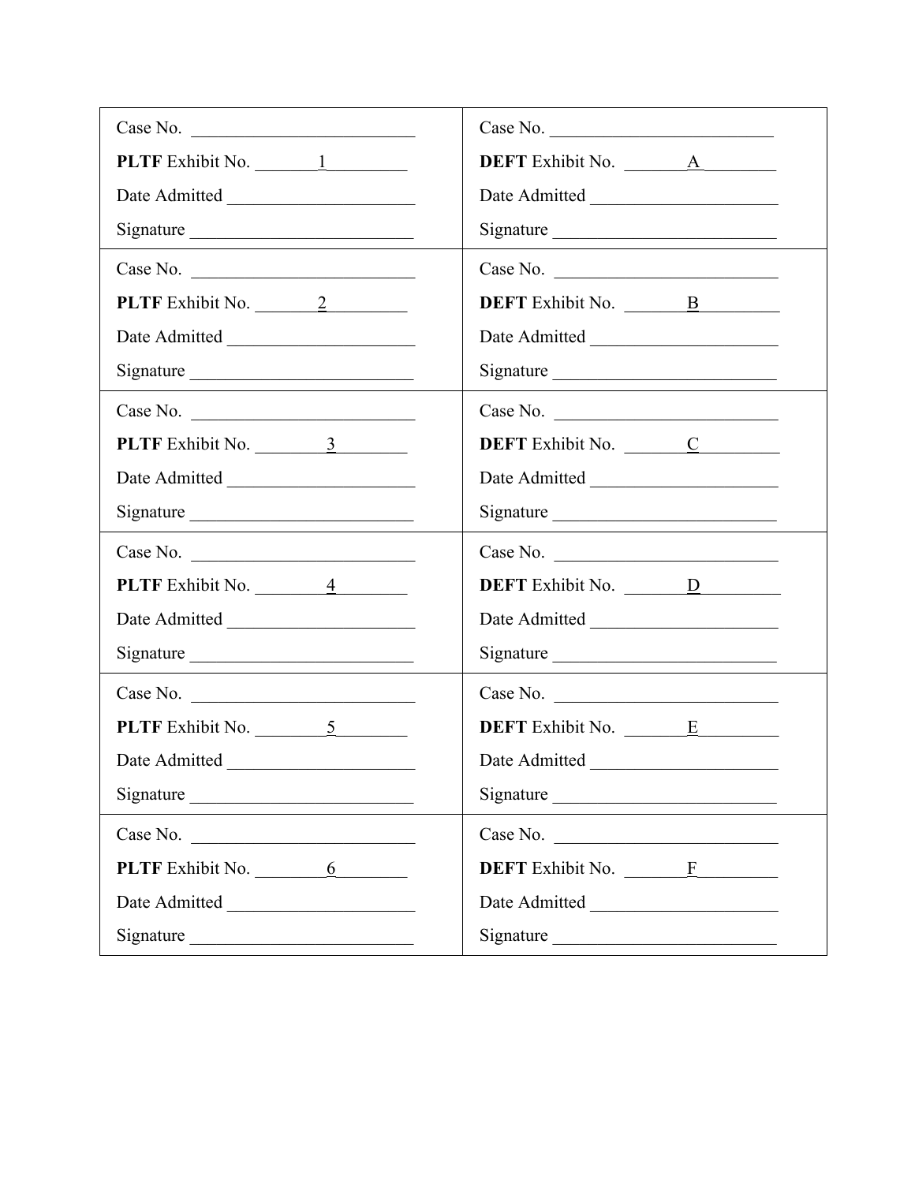| | |
|---|---|
| Case No. ______________ <br> **PLTF** Exhibit No. ___1___ <br> Date Admitted ______________ <br> Signature ______________ | Case No. ______________ <br> **DEFT** Exhibit No. ___A___ <br> Date Admitted ______________ <br> Signature ______________ |
| Case No. ______________ <br> **PLTF** Exhibit No. ___2___ <br> Date Admitted ______________ <br> Signature ______________ | Case No. ______________ <br> **DEFT** Exhibit No. ___B___ <br> Date Admitted ______________ <br> Signature ______________ |
| Case No. ______________ <br> **PLTF** Exhibit No. ___3___ <br> Date Admitted ______________ <br> Signature ______________ | Case No. ______________ <br> **DEFT** Exhibit No. ___C___ <br> Date Admitted ______________ <br> Signature ______________ |
| Case No. ______________ <br> **PLTF** Exhibit No. ___4___ <br> Date Admitted ______________ <br> Signature ______________ | Case No. ______________ <br> **DEFT** Exhibit No. ___D___ <br> Date Admitted ______________ <br> Signature ______________ |
| Case No. ______________ <br> **PLTF** Exhibit No. ___5___ <br> Date Admitted ______________ <br> Signature ______________ | Case No. ______________ <br> **DEFT** Exhibit No. ___E___ <br> Date Admitted ______________ <br> Signature ______________ |
| Case No. ______________ <br> **PLTF** Exhibit No. ___6___ <br> Date Admitted ______________ <br> Signature ______________ | Case No. ______________ <br> **DEFT** Exhibit No. ___F___ <br> Date Admitted ______________ <br> Signature ______________ |